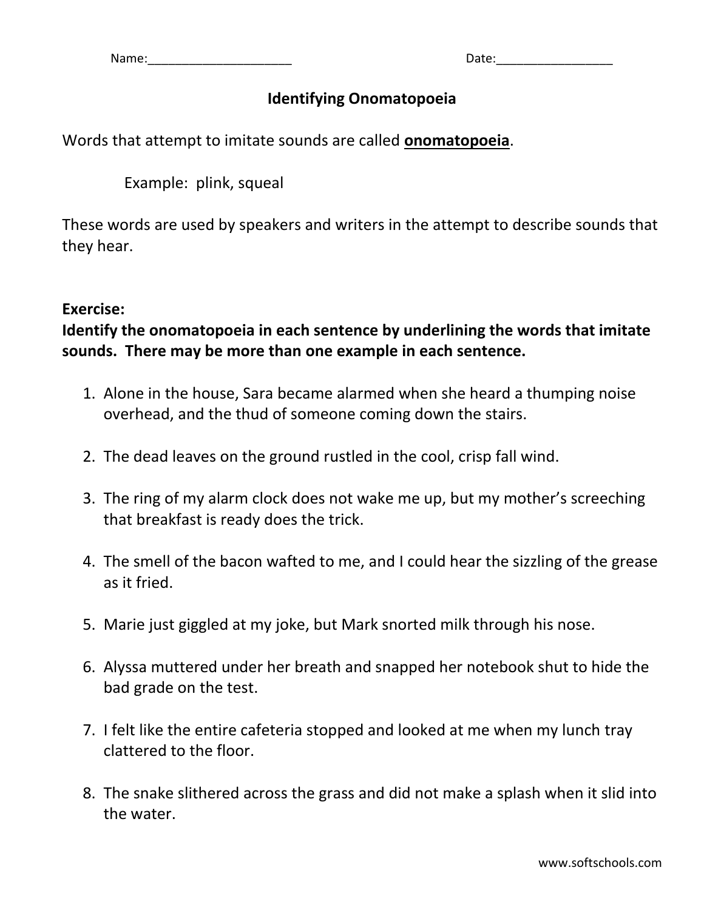Name:_____________________ Date:_________________

# Identifying Onomatopoeia

Words that attempt to imitate sounds are called **onomatopoeia**.

Example: plink, squeal

These words are used by speakers and writers in the attempt to describe sounds that they hear.

**Exercise:**
**Identify the onomatopoeia in each sentence by underlining the words that imitate sounds. There may be more than one example in each sentence.**

1. Alone in the house, Sara became alarmed when she heard a thumping noise overhead, and the thud of someone coming down the stairs.
2. The dead leaves on the ground rustled in the cool, crisp fall wind.
3. The ring of my alarm clock does not wake me up, but my mother's screeching that breakfast is ready does the trick.
4. The smell of the bacon wafted to me, and I could hear the sizzling of the grease as it fried.
5. Marie just giggled at my joke, but Mark snorted milk through his nose.
6. Alyssa muttered under her breath and snapped her notebook shut to hide the bad grade on the test.
7. I felt like the entire cafeteria stopped and looked at me when my lunch tray clattered to the floor.
8. The snake slithered across the grass and did not make a splash when it slid into the water.

www.softschools.com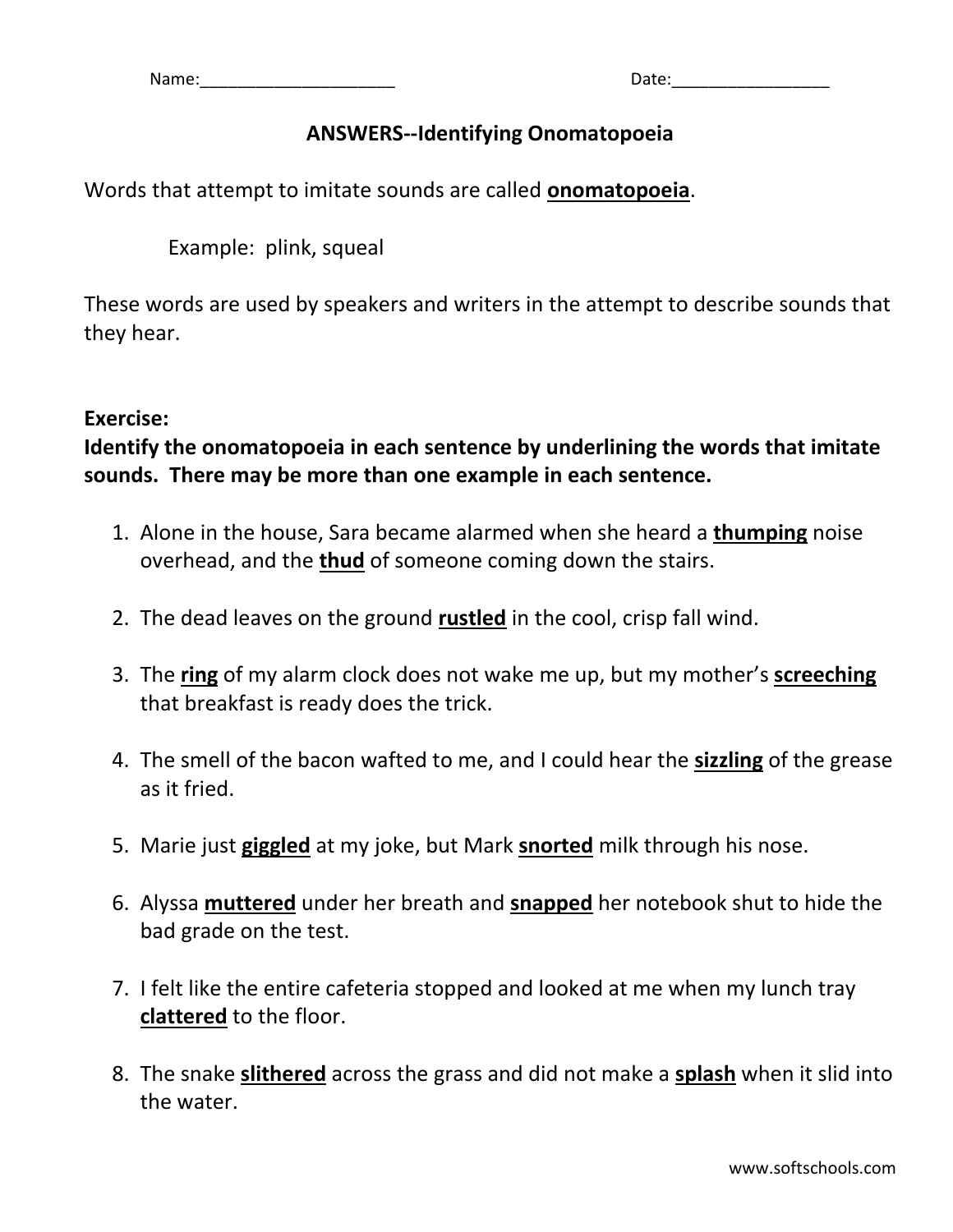Name:_____________________ Date:_________________

## ANSWERS--Identifying Onomatopoeia

Words that attempt to imitate sounds are called **<u>onomatopoeia</u>**.

Example: plink, squeal

These words are used by speakers and writers in the attempt to describe sounds that they hear.

**Exercise:**

**Identify the onomatopoeia in each sentence by underlining the words that imitate sounds. There may be more than one example in each sentence.**

1. Alone in the house, Sara became alarmed when she heard a **<u>thumping</u>** noise overhead, and the **<u>thud</u>** of someone coming down the stairs.
2. The dead leaves on the ground **<u>rustled</u>** in the cool, crisp fall wind.
3. The **<u>ring</u>** of my alarm clock does not wake me up, but my mother's **<u>screeching</u>** that breakfast is ready does the trick.
4. The smell of the bacon wafted to me, and I could hear the **<u>sizzling</u>** of the grease as it fried.
5. Marie just **<u>giggled</u>** at my joke, but Mark **<u>snorted</u>** milk through his nose.
6. Alyssa **<u>muttered</u>** under her breath and **<u>snapped</u>** her notebook shut to hide the bad grade on the test.
7. I felt like the entire cafeteria stopped and looked at me when my lunch tray **<u>clattered</u>** to the floor.
8. The snake **<u>slithered</u>** across the grass and did not make a **<u>splash</u>** when it slid into the water.

www.softschools.com